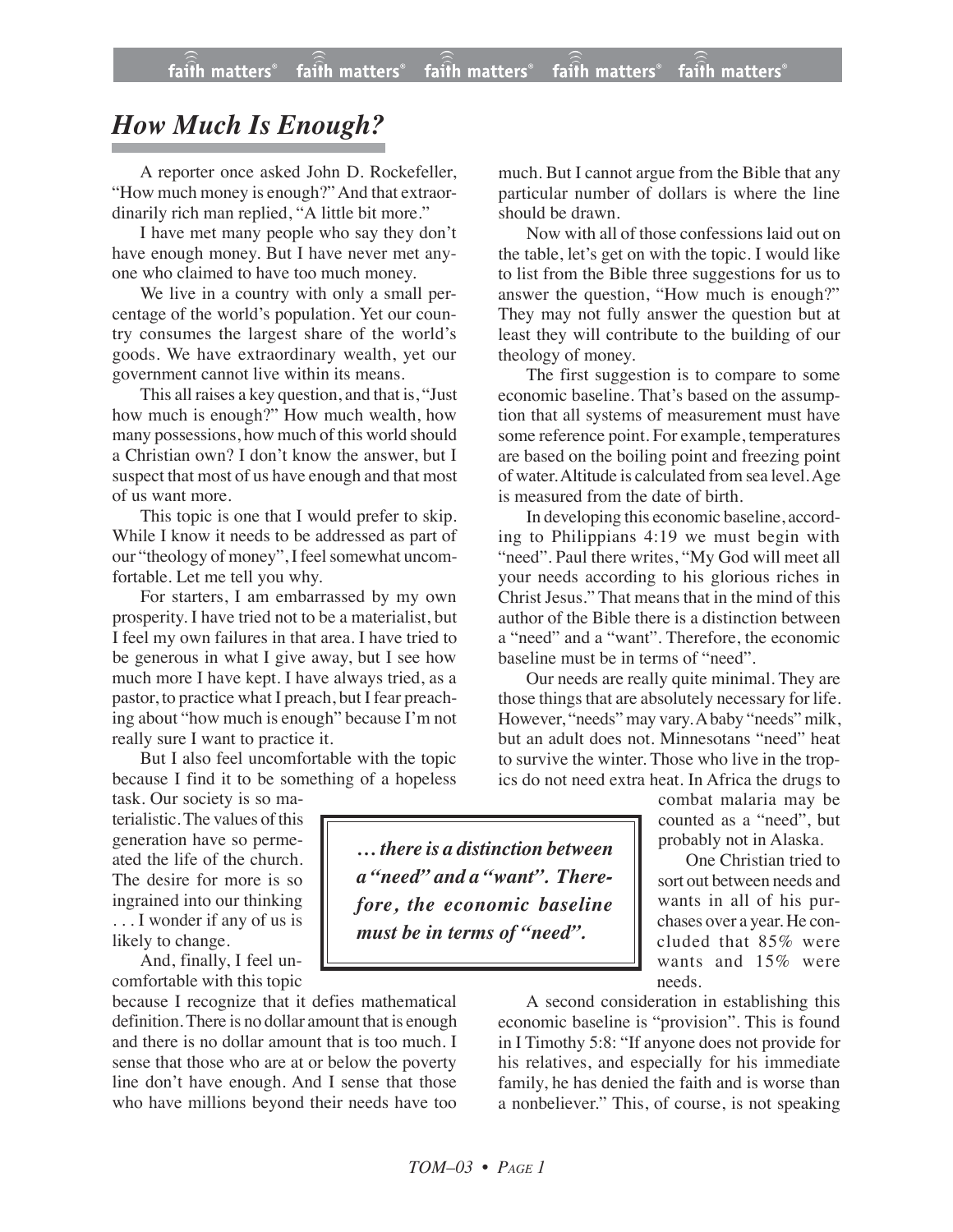# *How Much Is Enough?*

A reporter once asked John D. Rockefeller, "How much money is enough?" And that extraordinarily rich man replied, "A little bit more."

I have met many people who say they don't have enough money. But I have never met anyone who claimed to have too much money.

We live in a country with only a small percentage of the world's population. Yet our country consumes the largest share of the world's goods. We have extraordinary wealth, yet our government cannot live within its means.

This all raises a key question, and that is, "Just how much is enough?" How much wealth, how many possessions, how much of this world should a Christian own? I don't know the answer, but I suspect that most of us have enough and that most of us want more.

This topic is one that I would prefer to skip. While I know it needs to be addressed as part of our "theology of money", I feel somewhat uncomfortable. Let me tell you why.

For starters, I am embarrassed by my own prosperity. I have tried not to be a materialist, but I feel my own failures in that area. I have tried to be generous in what I give away, but I see how much more I have kept. I have always tried, as a pastor, to practice what I preach, but I fear preaching about "how much is enough" because I'm not really sure I want to practice it.

But I also feel uncomfortable with the topic because I find it to be something of a hopeless task. Our society is so materialistic. The values of this generation have so permeated the life of the church. The desire for more is so ingrained into our thinking . . . I wonder if any of us is likely to change.

And, finally, I feel uncomfortable with this topic because I recognize that it defies mathematical definition. There is no dollar amount that is enough and there is no dollar amount that is too much. I sense that those who are at or below the poverty line don't have enough. And I sense that those who have millions beyond their needs have too much. But I cannot argue from the Bible that any particular number of dollars is where the line should be drawn.

Now with all of those confessions laid out on the table, let's get on with the topic. I would like to list from the Bible three suggestions for us to answer the question, "How much is enough?" They may not fully answer the question but at least they will contribute to the building of our theology of money.

The first suggestion is to compare to some economic baseline. That's based on the assumption that all systems of measurement must have some reference point. For example, temperatures are based on the boiling point and freezing point of water. Altitude is calculated from sea level. Age is measured from the date of birth.

In developing this economic baseline, according to Philippians 4:19 we must begin with "need". Paul there writes, "My God will meet all your needs according to his glorious riches in Christ Jesus." That means that in the mind of this author of the Bible there is a distinction between a "need" and a "want". Therefore, the economic baseline must be in terms of "need".

Our needs are really quite minimal. They are those things that are absolutely necessary for life. However, "needs" may vary. A baby "needs" milk, but an adult does not. Minnesotans "need" heat to survive the winter. Those who live in the tropics do not need extra heat. In Africa the drugs to combat malaria may be counted as a "need", but probably not in Alaska.

> ***… there is a distinction between a "need" and a "want". Therefore, the economic baseline must be in terms of "need".***

One Christian tried to sort out between needs and wants in all of his purchases over a year. He concluded that 85% were wants and 15% were needs.

A second consideration in establishing this economic baseline is "provision". This is found in I Timothy 5:8: "If anyone does not provide for his relatives, and especially for his immediate family, he has denied the faith and is worse than a nonbeliever." This, of course, is not speaking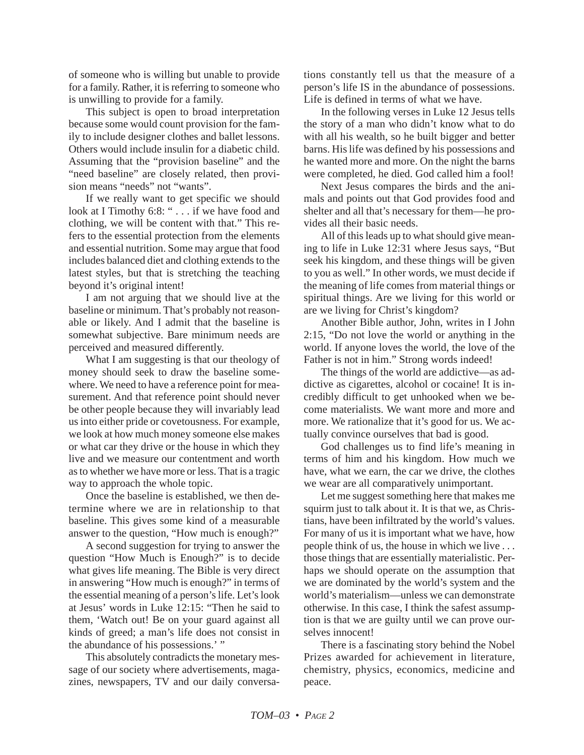of someone who is willing but unable to provide for a family. Rather, it is referring to someone who is unwilling to provide for a family.

This subject is open to broad interpretation because some would count provision for the family to include designer clothes and ballet lessons. Others would include insulin for a diabetic child. Assuming that the "provision baseline" and the "need baseline" are closely related, then provision means "needs" not "wants".

If we really want to get specific we should look at I Timothy 6:8: " . . . if we have food and clothing, we will be content with that." This refers to the essential protection from the elements and essential nutrition. Some may argue that food includes balanced diet and clothing extends to the latest styles, but that is stretching the teaching beyond it's original intent!

I am not arguing that we should live at the baseline or minimum. That's probably not reasonable or likely. And I admit that the baseline is somewhat subjective. Bare minimum needs are perceived and measured differently.

What I am suggesting is that our theology of money should seek to draw the baseline somewhere. We need to have a reference point for measurement. And that reference point should never be other people because they will invariably lead us into either pride or covetousness. For example, we look at how much money someone else makes or what car they drive or the house in which they live and we measure our contentment and worth as to whether we have more or less. That is a tragic way to approach the whole topic.

Once the baseline is established, we then determine where we are in relationship to that baseline. This gives some kind of a measurable answer to the question, "How much is enough?"

A second suggestion for trying to answer the question "How Much is Enough?" is to decide what gives life meaning. The Bible is very direct in answering "How much is enough?" in terms of the essential meaning of a person's life. Let's look at Jesus' words in Luke 12:15: "Then he said to them, 'Watch out! Be on your guard against all kinds of greed; a man's life does not consist in the abundance of his possessions.' "

This absolutely contradicts the monetary message of our society where advertisements, magazines, newspapers, TV and our daily conversations constantly tell us that the measure of a person's life IS in the abundance of possessions. Life is defined in terms of what we have.

In the following verses in Luke 12 Jesus tells the story of a man who didn't know what to do with all his wealth, so he built bigger and better barns. His life was defined by his possessions and he wanted more and more. On the night the barns were completed, he died. God called him a fool!

Next Jesus compares the birds and the animals and points out that God provides food and shelter and all that's necessary for them—he provides all their basic needs.

All of this leads up to what should give meaning to life in Luke 12:31 where Jesus says, "But seek his kingdom, and these things will be given to you as well." In other words, we must decide if the meaning of life comes from material things or spiritual things. Are we living for this world or are we living for Christ's kingdom?

Another Bible author, John, writes in I John 2:15, "Do not love the world or anything in the world. If anyone loves the world, the love of the Father is not in him." Strong words indeed!

The things of the world are addictive—as addictive as cigarettes, alcohol or cocaine! It is incredibly difficult to get unhooked when we become materialists. We want more and more and more. We rationalize that it's good for us. We actually convince ourselves that bad is good.

God challenges us to find life's meaning in terms of him and his kingdom. How much we have, what we earn, the car we drive, the clothes we wear are all comparatively unimportant.

Let me suggest something here that makes me squirm just to talk about it. It is that we, as Christians, have been infiltrated by the world's values. For many of us it is important what we have, how people think of us, the house in which we live . . . those things that are essentially materialistic. Perhaps we should operate on the assumption that we are dominated by the world's system and the world's materialism—unless we can demonstrate otherwise. In this case, I think the safest assumption is that we are guilty until we can prove ourselves innocent!

There is a fascinating story behind the Nobel Prizes awarded for achievement in literature, chemistry, physics, economics, medicine and peace.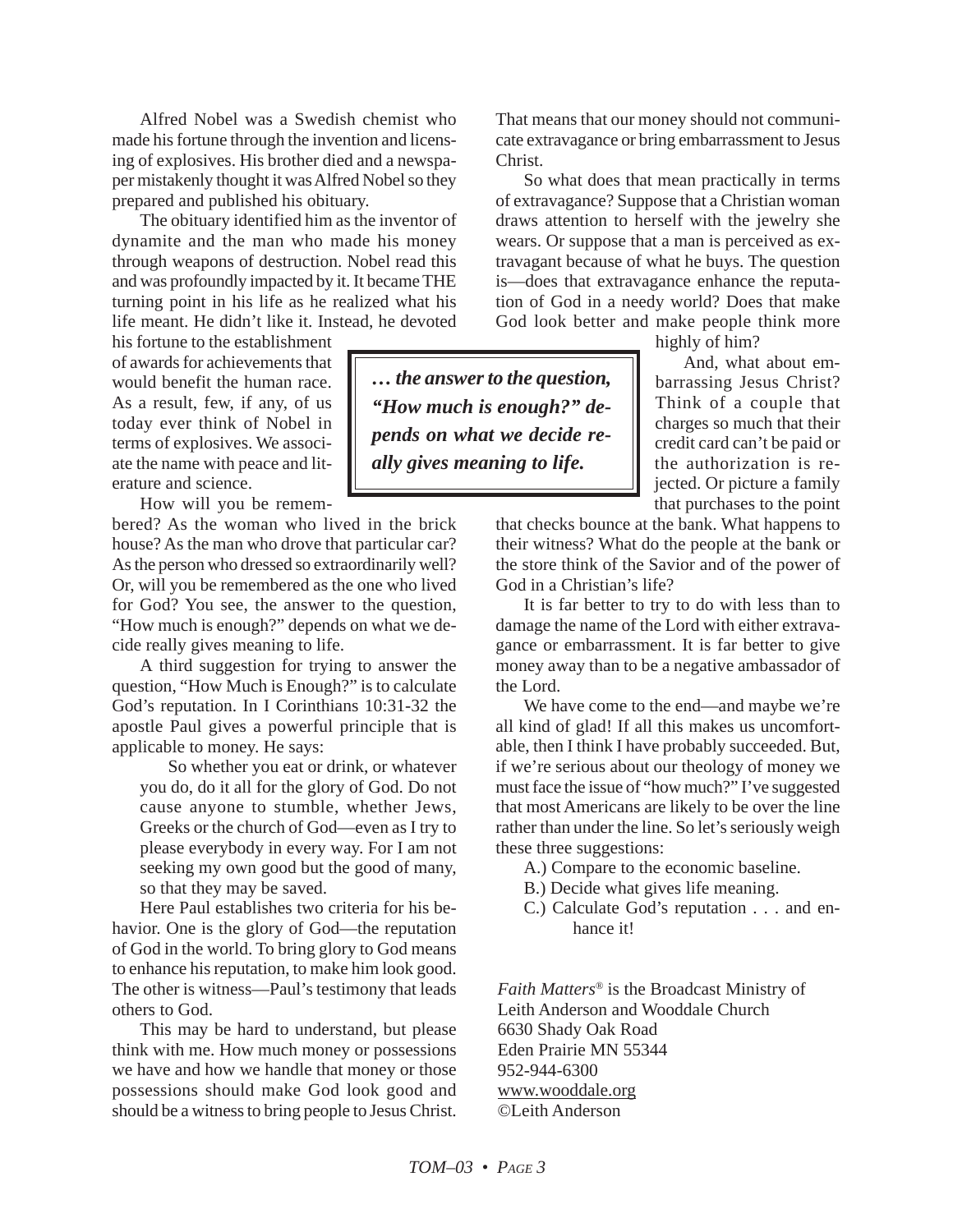Alfred Nobel was a Swedish chemist who made his fortune through the invention and licensing of explosives. His brother died and a newspaper mistakenly thought it was Alfred Nobel so they prepared and published his obituary.

The obituary identified him as the inventor of dynamite and the man who made his money through weapons of destruction. Nobel read this and was profoundly impacted by it. It became THE turning point in his life as he realized what his life meant. He didn't like it. Instead, he devoted his fortune to the establishment of awards for achievements that would benefit the human race. As a result, few, if any, of us today ever think of Nobel in terms of explosives. We associate the name with peace and literature and science.

How will you be remembered? As the woman who lived in the brick house? As the man who drove that particular car? As the person who dressed so extraordinarily well? Or, will you be remembered as the one who lived for God? You see, the answer to the question, "How much is enough?" depends on what we decide really gives meaning to life.

A third suggestion for trying to answer the question, "How Much is Enough?" is to calculate God's reputation. In I Corinthians 10:31-32 the apostle Paul gives a powerful principle that is applicable to money. He says:

> So whether you eat or drink, or whatever you do, do it all for the glory of God. Do not cause anyone to stumble, whether Jews, Greeks or the church of God—even as I try to please everybody in every way. For I am not seeking my own good but the good of many, so that they may be saved.

Here Paul establishes two criteria for his behavior. One is the glory of God—the reputation of God in the world. To bring glory to God means to enhance his reputation, to make him look good. The other is witness—Paul's testimony that leads others to God.

This may be hard to understand, but please think with me. How much money or possessions we have and how we handle that money or those possessions should make God look good and should be a witness to bring people to Jesus Christ. That means that our money should not communicate extravagance or bring embarrassment to Jesus Christ.

So what does that mean practically in terms of extravagance? Suppose that a Christian woman draws attention to herself with the jewelry she wears. Or suppose that a man is perceived as extravagant because of what he buys. The question is—does that extravagance enhance the reputation of God in a needy world? Does that make God look better and make people think more highly of him?

> ***… the answer to the question, "How much is enough?" depends on what we decide really gives meaning to life.***

And, what about embarrassing Jesus Christ? Think of a couple that charges so much that their credit card can't be paid or the authorization is rejected. Or picture a family that purchases to the point that checks bounce at the bank. What happens to their witness? What do the people at the bank or the store think of the Savior and of the power of God in a Christian's life?

It is far better to try to do with less than to damage the name of the Lord with either extravagance or embarrassment. It is far better to give money away than to be a negative ambassador of the Lord.

We have come to the end—and maybe we're all kind of glad! If all this makes us uncomfortable, then I think I have probably succeeded. But, if we're serious about our theology of money we must face the issue of "how much?" I've suggested that most Americans are likely to be over the line rather than under the line. So let's seriously weigh these three suggestions:

A.) Compare to the economic baseline.
B.) Decide what gives life meaning.
C.) Calculate God's reputation . . . and enhance it!

*Faith Matters*® is the Broadcast Ministry of
Leith Anderson and Wooddale Church
6630 Shady Oak Road
Eden Prairie MN 55344
952-944-6300
www.wooddale.org
©Leith Anderson